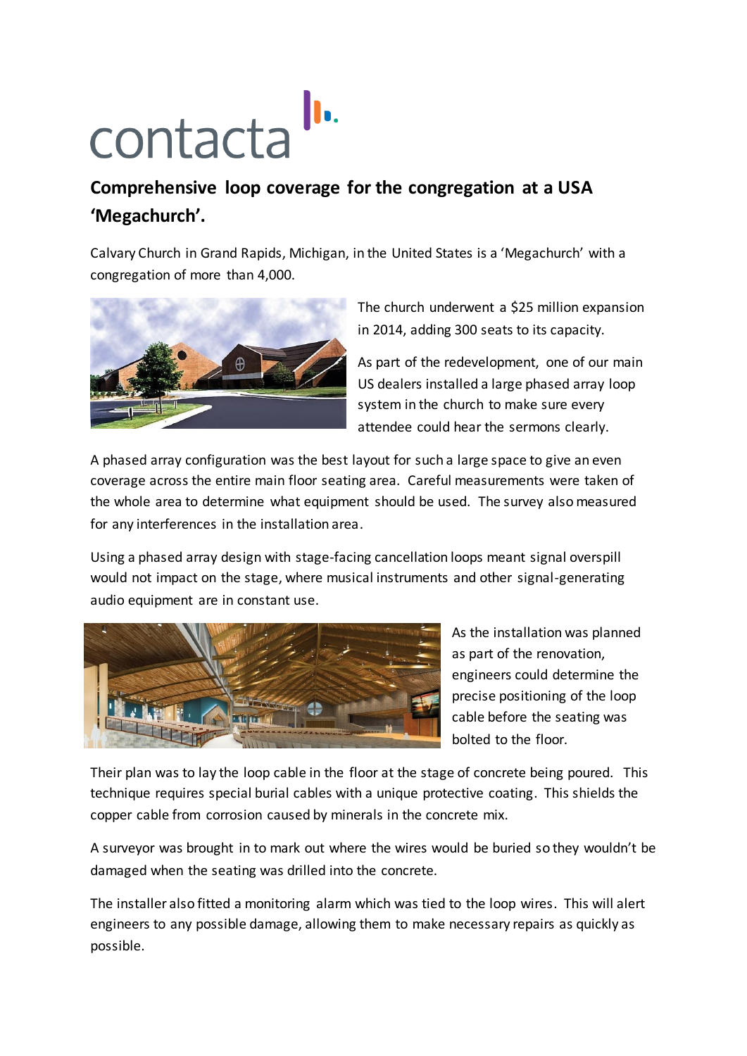contacta

## Comprehensive loop coverage for the congregation at a USA 'Megachurch'.

Calvary Church in Grand Rapids, Michigan, in the United States is a 'Megachurch' with a congregation of more than 4,000.

The church underwent a $25 million expansion in 2014, adding 300 seats to its capacity.

As part of the redevelopment, one of our main US dealers installed a large phased array loop system in the church to make sure every attendee could hear the sermons clearly.

A phased array configuration was the best layout for such a large space to give an even coverage across the entire main floor seating area. Careful measurements were taken of the whole area to determine what equipment should be used. The survey also measured for any interferences in the installation area.

Using a phased array design with stage-facing cancellation loops meant signal overspill would not impact on the stage, where musical instruments and other signal-generating audio equipment are in constant use.

As the installation was planned as part of the renovation, engineers could determine the precise positioning of the loop cable before the seating was bolted to the floor.

Their plan was to lay the loop cable in the floor at the stage of concrete being poured. This technique requires special burial cables with a unique protective coating. This shields the copper cable from corrosion caused by minerals in the concrete mix.

A surveyor was brought in to mark out where the wires would be buried so they wouldn't be damaged when the seating was drilled into the concrete.

The installer also fitted a monitoring alarm which was tied to the loop wires. This will alert engineers to any possible damage, allowing them to make necessary repairs as quickly as possible.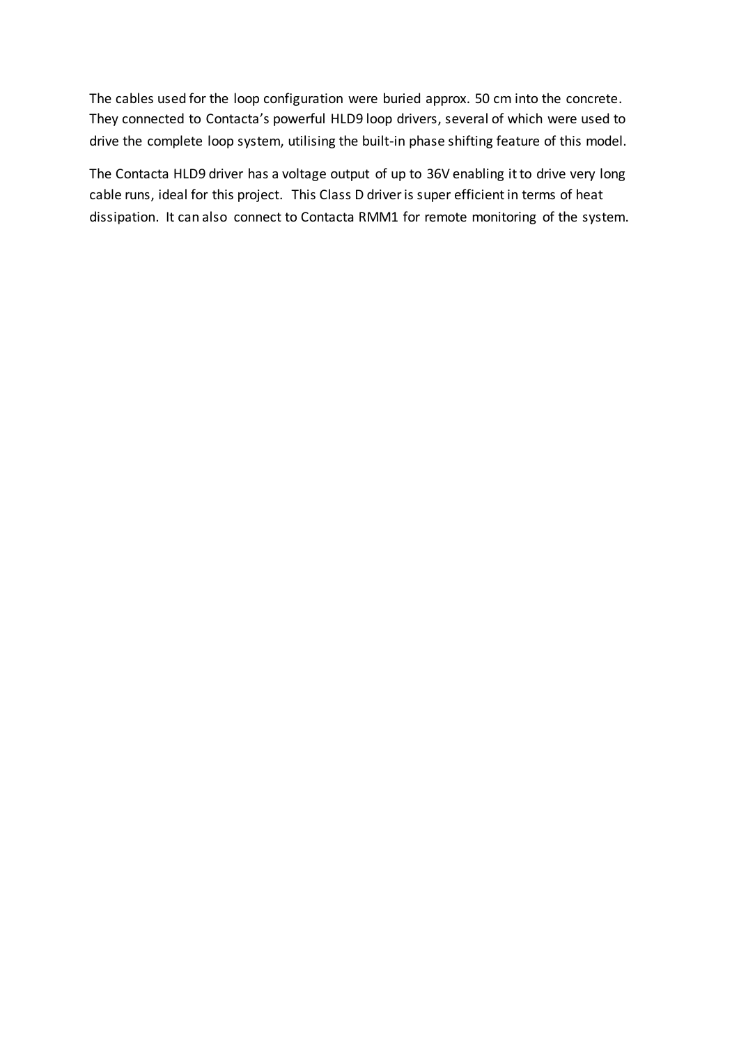The cables used for the loop configuration were buried approx. 50 cm into the concrete. They connected to Contacta's powerful HLD9 loop drivers, several of which were used to drive the complete loop system, utilising the built-in phase shifting feature of this model.

The Contacta HLD9 driver has a voltage output of up to 36V enabling it to drive very long cable runs, ideal for this project. This Class D driver is super efficient in terms of heat dissipation. It can also connect to Contacta RMM1 for remote monitoring of the system.